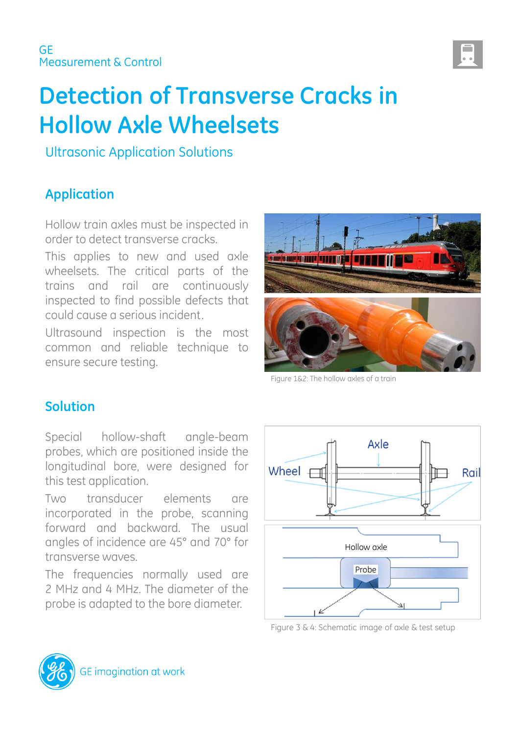GE
Measurement & Control

# Detection of Transverse Cracks in Hollow Axle Wheelsets

## Ultrasonic Application Solutions

## Application

Hollow train axles must be inspected in order to detect transverse cracks.

This applies to new and used axle wheelsets. The critical parts of the trains and rail are continuously inspected to find possible defects that could cause a serious incident.

Ultrasound inspection is the most common and reliable technique to ensure secure testing.

Figure 1&2: The hollow axles of a train

## Solution

Special hollow-shaft angle-beam probes, which are positioned inside the longitudinal bore, were designed for this test application.

Two transducer elements are incorporated in the probe, scanning forward and backward. The usual angles of incidence are 45° and 70° for transverse waves.

The frequencies normally used are 2 MHz and 4 MHz. The diameter of the probe is adapted to the bore diameter.

Figure 3 & 4: Schematic image of axle & test setup

GE imagination at work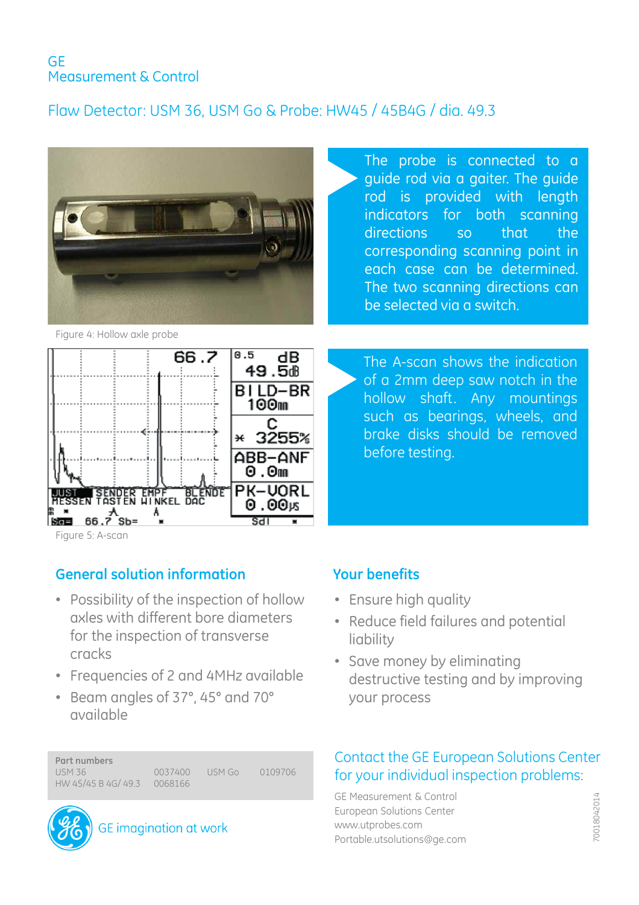GE
Measurement & Control

# Flaw Detector: USM 36, USM Go & Probe: HW45 / 45B4G / dia. 49.3

Figure 4: Hollow axle probe

The probe is connected to a guide rod via a gaiter. The guide rod is provided with length indicators for both scanning directions so that the corresponding scanning point in each case can be determined. The two scanning directions can be selected via a switch.

Figure 5: A-scan

The A-scan shows the indication of a 2mm deep saw notch in the hollow shaft. Any mountings such as bearings, wheels, and brake disks should be removed before testing.

## General solution information

- Possibility of the inspection of hollow axles with different bore diameters for the inspection of transverse cracks
- Frequencies of 2 and 4MHz available
- Beam angles of 37°, 45° and 70° available

## Your benefits

- Ensure high quality
- Reduce field failures and potential liability
- Save money by eliminating destructive testing and by improving your process

**Part numbers**

| | | | |
|---|---|---|---|
| USM 36 | 0037400 | USM Go | 0109706 |
| HW 45/45 B 4G/ 49.3 | 0068166 | | |

GE imagination at work

Contact the GE European Solutions Center for your individual inspection problems:

GE Measurement & Control
European Solutions Center
www.utprobes.com
Portable.utsolutions@ge.com

70018042014